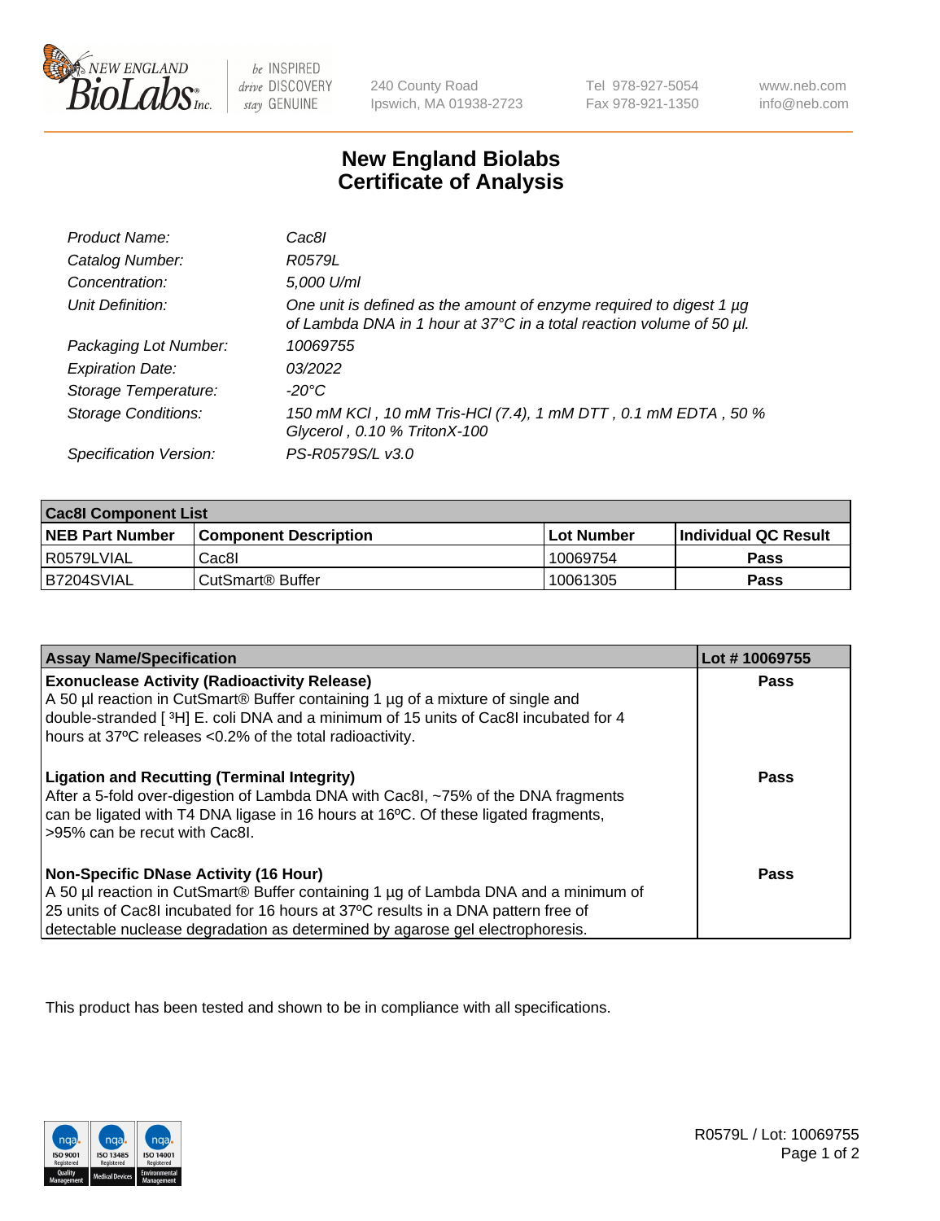New England Biolabs
240 County Road
Ipswich, MA 01938-2723
Tel 978-927-5054
Fax 978-921-1350
www.neb.com
info@neb.com

# New England Biolabs Certificate of Analysis

| | |
|---|---|
| *Product Name:* | *Cac8I* |
| *Catalog Number:* | *R0579L* |
| *Concentration:* | *5,000 U/ml* |
| *Unit Definition:* | *One unit is defined as the amount of enzyme required to digest 1 µg of Lambda DNA in 1 hour at 37°C in a total reaction volume of 50 µl.* |
| *Packaging Lot Number:* | *10069755* |
| *Expiration Date:* | *03/2022* |
| *Storage Temperature:* | *-20°C* |
| *Storage Conditions:* | *150 mM KCl , 10 mM Tris-HCl (7.4), 1 mM DTT , 0.1 mM EDTA , 50 % Glycerol , 0.10 % TritonX-100* |
| *Specification Version:* | *PS-R0579S/L v3.0* |

| Cac8I Component List | | | |
|---|---|---|---|
| **NEB Part Number** | **Component Description** | **Lot Number** | **Individual QC Result** |
| R0579LVIAL | Cac8I | 10069754 | **Pass** |
| B7204SVIAL | CutSmart® Buffer | 10061305 | **Pass** |

| Assay Name/Specification | Lot # 10069755 |
|---|---|
| **Exonuclease Activity (Radioactivity Release)** A 50 µl reaction in CutSmart® Buffer containing 1 µg of a mixture of single and double-stranded [ $^3$H] E. coli DNA and a minimum of 15 units of Cac8I incubated for 4 hours at 37ºC releases <0.2% of the total radioactivity. | **Pass** |
| **Ligation and Recutting (Terminal Integrity)** After a 5-fold over-digestion of Lambda DNA with Cac8I, ~75% of the DNA fragments can be ligated with T4 DNA ligase in 16 hours at 16ºC. Of these ligated fragments, >95% can be recut with Cac8I. | **Pass** |
| **Non-Specific DNase Activity (16 Hour)** A 50 µl reaction in CutSmart® Buffer containing 1 µg of Lambda DNA and a minimum of 25 units of Cac8I incubated for 16 hours at 37ºC results in a DNA pattern free of detectable nuclease degradation as determined by agarose gel electrophoresis. | **Pass** |

This product has been tested and shown to be in compliance with all specifications.

R0579L / Lot: 10069755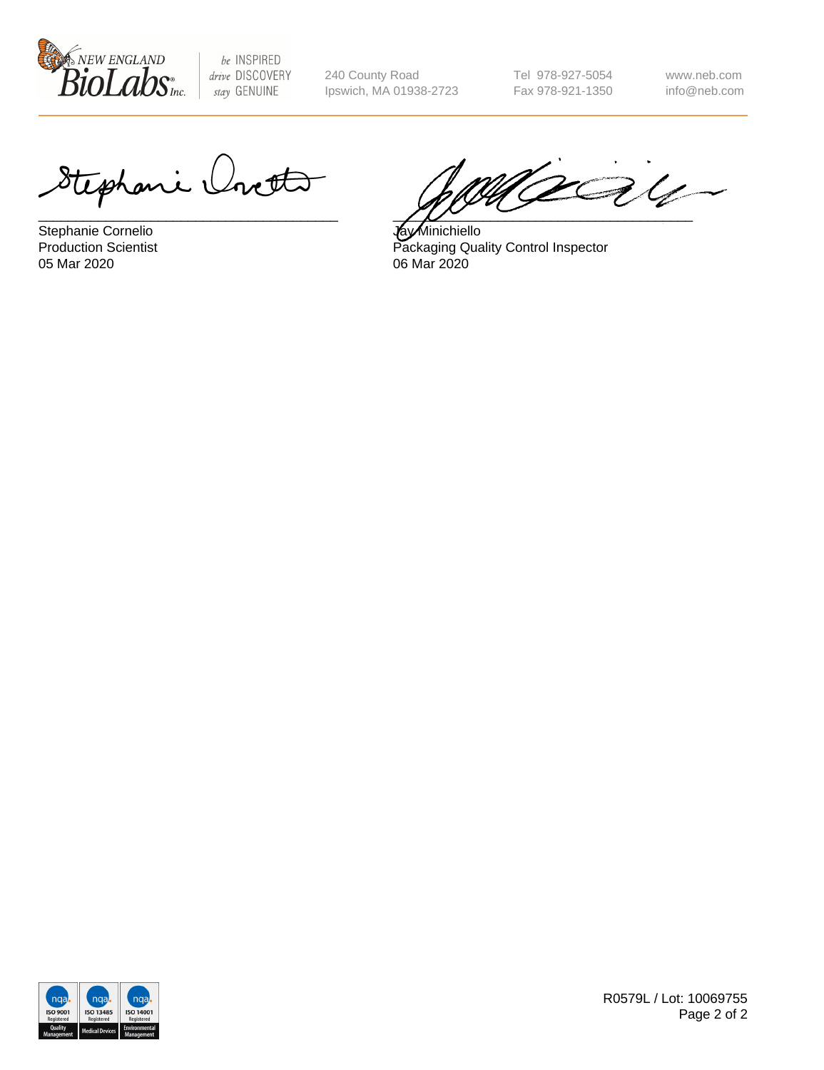Stephanie Cornelio
Production Scientist
05 Mar 2020

Jay Minichiello
Packaging Quality Control Inspector
06 Mar 2020

R0579L / Lot: 10069755